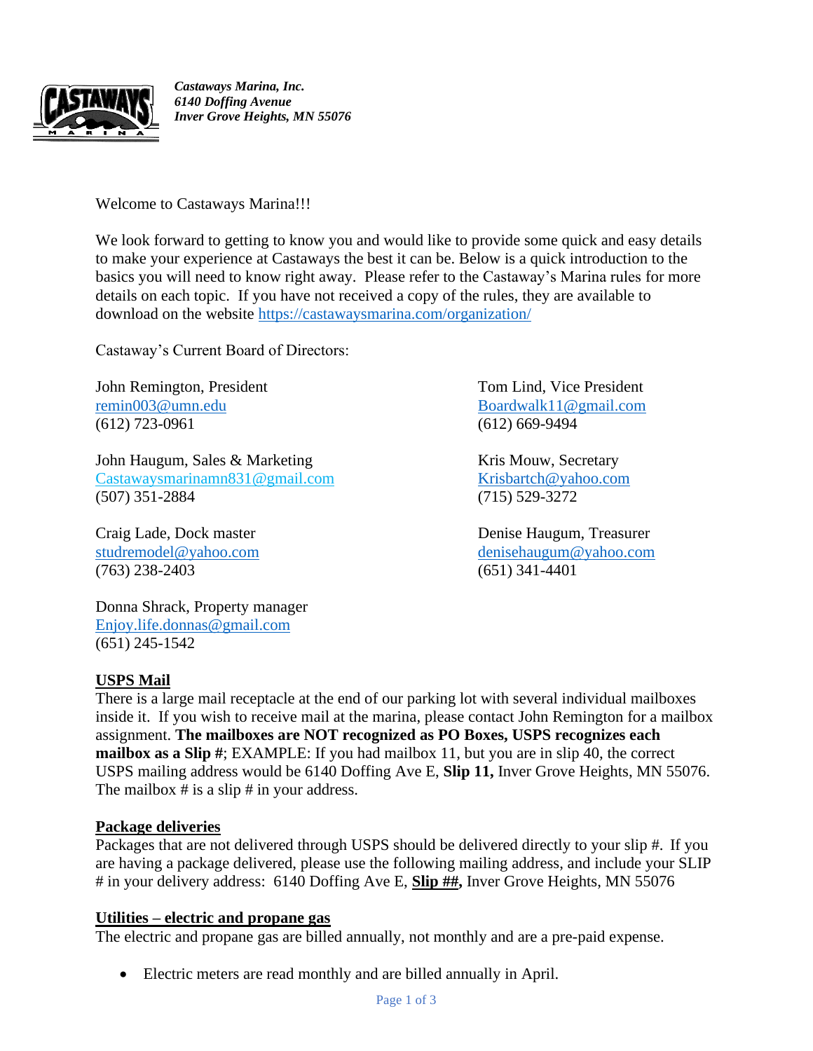*Castaways Marina, Inc.*
*6140 Doffing Avenue*
*Inver Grove Heights, MN 55076*

Welcome to Castaways Marina!!!

We look forward to getting to know you and would like to provide some quick and easy details to make your experience at Castaways the best it can be. Below is a quick introduction to the basics you will need to know right away. Please refer to the Castaway's Marina rules for more details on each topic. If you have not received a copy of the rules, they are available to download on the website https://castawaysmarina.com/organization/

Castaway's Current Board of Directors:

John Remington, President
remin003@umn.edu
(612) 723-0961

Tom Lind, Vice President
Boardwalk11@gmail.com
(612) 669-9494

John Haugum, Sales & Marketing
Castawaysmarinamn831@gmail.com
(507) 351-2884

Kris Mouw, Secretary
Krisbartch@yahoo.com
(715) 529-3272

Craig Lade, Dock master
studremodel@yahoo.com
(763) 238-2403

Denise Haugum, Treasurer
denisehaugum@yahoo.com
(651) 341-4401

Donna Shrack, Property manager
Enjoy.life.donnas@gmail.com
(651) 245-1542

## USPS Mail

There is a large mail receptacle at the end of our parking lot with several individual mailboxes inside it. If you wish to receive mail at the marina, please contact John Remington for a mailbox assignment. **The mailboxes are NOT recognized as PO Boxes, USPS recognizes each mailbox as a Slip #**; EXAMPLE: If you had mailbox 11, but you are in slip 40, the correct USPS mailing address would be 6140 Doffing Ave E, **Slip 11,** Inver Grove Heights, MN 55076. The mailbox # is a slip # in your address.

## Package deliveries

Packages that are not delivered through USPS should be delivered directly to your slip #. If you are having a package delivered, please use the following mailing address, and include your SLIP # in your delivery address: 6140 Doffing Ave E, **Slip ##,** Inver Grove Heights, MN 55076

## Utilities – electric and propane gas

The electric and propane gas are billed annually, not monthly and are a pre-paid expense.

- Electric meters are read monthly and are billed annually in April.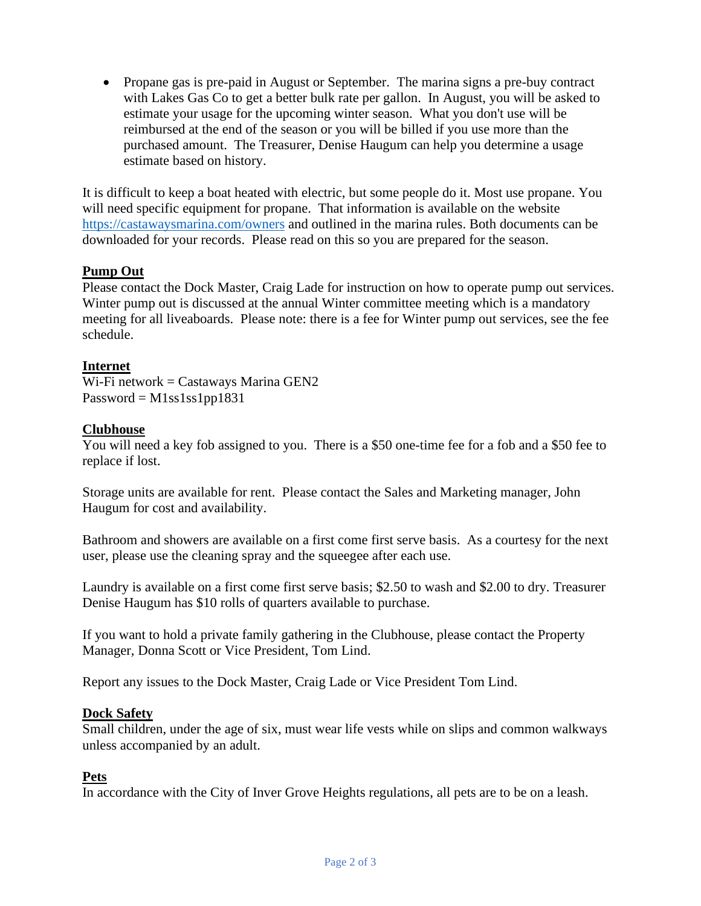- Propane gas is pre-paid in August or September. The marina signs a pre-buy contract with Lakes Gas Co to get a better bulk rate per gallon. In August, you will be asked to estimate your usage for the upcoming winter season. What you don't use will be reimbursed at the end of the season or you will be billed if you use more than the purchased amount. The Treasurer, Denise Haugum can help you determine a usage estimate based on history.

It is difficult to keep a boat heated with electric, but some people do it. Most use propane. You will need specific equipment for propane. That information is available on the website https://castawaysmarina.com/owners and outlined in the marina rules. Both documents can be downloaded for your records. Please read on this so you are prepared for the season.

## Pump Out

Please contact the Dock Master, Craig Lade for instruction on how to operate pump out services. Winter pump out is discussed at the annual Winter committee meeting which is a mandatory meeting for all liveaboards. Please note: there is a fee for Winter pump out services, see the fee schedule.

## Internet

Wi-Fi network = Castaways Marina GEN2
Password = M1ss1ss1pp1831

## Clubhouse

You will need a key fob assigned to you. There is a $50 one-time fee for a fob and a $50 fee to replace if lost.

Storage units are available for rent. Please contact the Sales and Marketing manager, John Haugum for cost and availability.

Bathroom and showers are available on a first come first serve basis. As a courtesy for the next user, please use the cleaning spray and the squeegee after each use.

Laundry is available on a first come first serve basis; $2.50 to wash and $2.00 to dry. Treasurer Denise Haugum has $10 rolls of quarters available to purchase.

If you want to hold a private family gathering in the Clubhouse, please contact the Property Manager, Donna Scott or Vice President, Tom Lind.

Report any issues to the Dock Master, Craig Lade or Vice President Tom Lind.

## Dock Safety

Small children, under the age of six, must wear life vests while on slips and common walkways unless accompanied by an adult.

## Pets

In accordance with the City of Inver Grove Heights regulations, all pets are to be on a leash.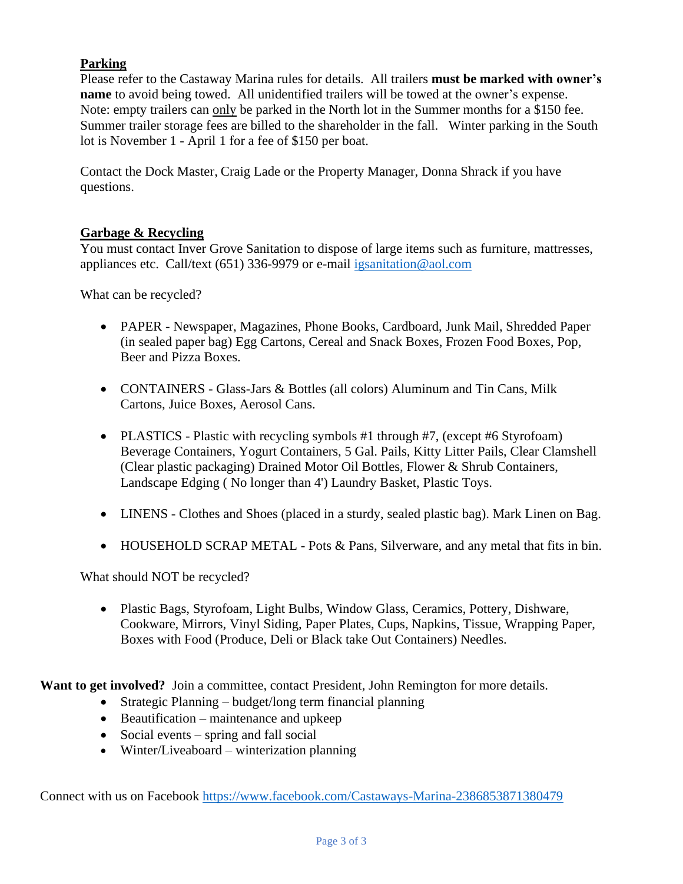## Parking

Please refer to the Castaway Marina rules for details. All trailers **must be marked with owner's name** to avoid being towed. All unidentified trailers will be towed at the owner's expense. Note: empty trailers can only be parked in the North lot in the Summer months for a $150 fee. Summer trailer storage fees are billed to the shareholder in the fall. Winter parking in the South lot is November 1 - April 1 for a fee of $150 per boat.

Contact the Dock Master, Craig Lade or the Property Manager, Donna Shrack if you have questions.

## Garbage & Recycling

You must contact Inver Grove Sanitation to dispose of large items such as furniture, mattresses, appliances etc. Call/text (651) 336-9979 or e-mail igsanitation@aol.com

What can be recycled?

- PAPER - Newspaper, Magazines, Phone Books, Cardboard, Junk Mail, Shredded Paper (in sealed paper bag) Egg Cartons, Cereal and Snack Boxes, Frozen Food Boxes, Pop, Beer and Pizza Boxes.
- CONTAINERS - Glass-Jars & Bottles (all colors) Aluminum and Tin Cans, Milk Cartons, Juice Boxes, Aerosol Cans.
- PLASTICS - Plastic with recycling symbols #1 through #7, (except #6 Styrofoam) Beverage Containers, Yogurt Containers, 5 Gal. Pails, Kitty Litter Pails, Clear Clamshell (Clear plastic packaging) Drained Motor Oil Bottles, Flower & Shrub Containers, Landscape Edging ( No longer than 4') Laundry Basket, Plastic Toys.
- LINENS - Clothes and Shoes (placed in a sturdy, sealed plastic bag). Mark Linen on Bag.
- HOUSEHOLD SCRAP METAL - Pots & Pans, Silverware, and any metal that fits in bin.

What should NOT be recycled?

- Plastic Bags, Styrofoam, Light Bulbs, Window Glass, Ceramics, Pottery, Dishware, Cookware, Mirrors, Vinyl Siding, Paper Plates, Cups, Napkins, Tissue, Wrapping Paper, Boxes with Food (Produce, Deli or Black take Out Containers) Needles.

**Want to get involved?** Join a committee, contact President, John Remington for more details.

- Strategic Planning – budget/long term financial planning
- Beautification – maintenance and upkeep
- Social events – spring and fall social
- Winter/Liveaboard – winterization planning

Connect with us on Facebook https://www.facebook.com/Castaways-Marina-2386853871380479